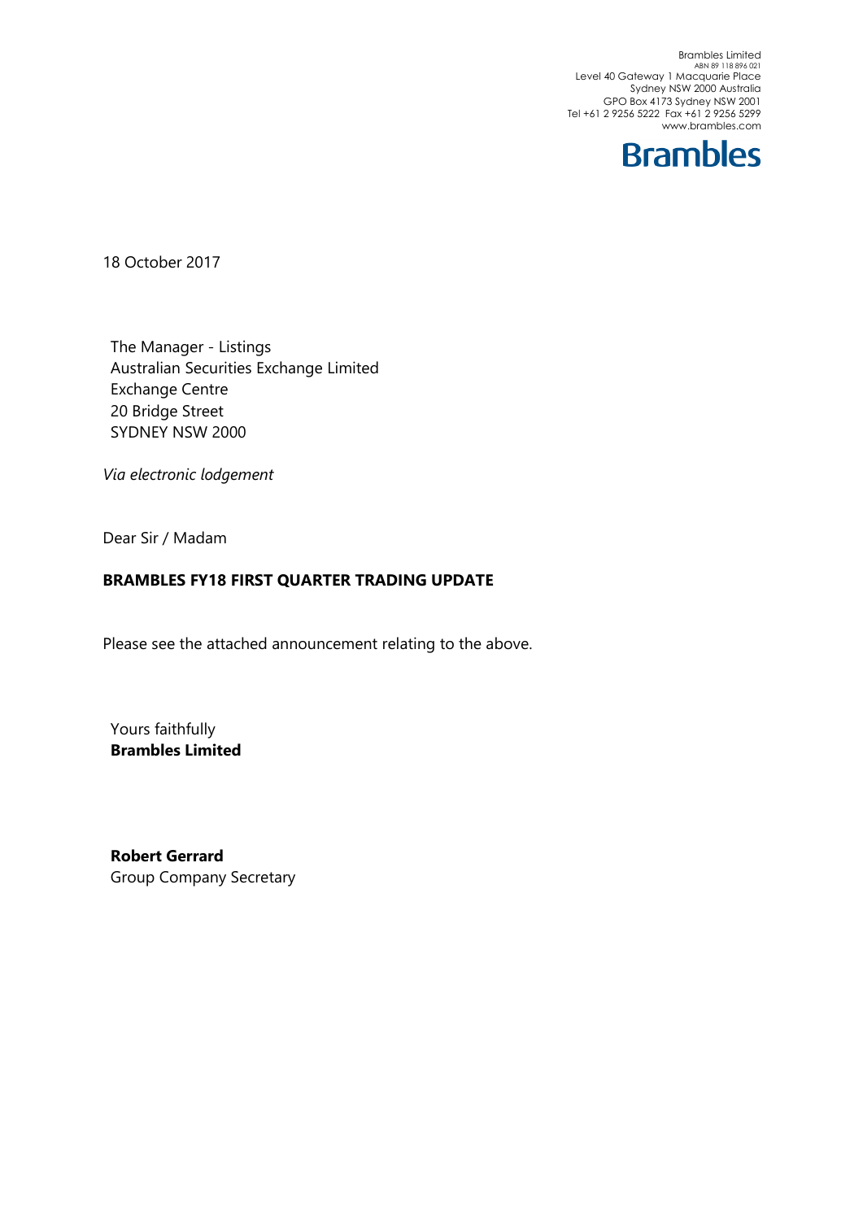Brambles Limited
ABN 89 118 896 021
Level 40 Gateway 1 Macquarie Place
Sydney NSW 2000 Australia
GPO Box 4173 Sydney NSW 2001
Tel +61 2 9256 5222 Fax +61 2 9256 5299
www.brambles.com

**Brambles**

18 October 2017

The Manager - Listings
Australian Securities Exchange Limited
Exchange Centre
20 Bridge Street
SYDNEY NSW 2000

*Via electronic lodgement*

Dear Sir / Madam

**BRAMBLES FY18 FIRST QUARTER TRADING UPDATE**

Please see the attached announcement relating to the above.

Yours faithfully
**Brambles Limited**

**Robert Gerrard**
Group Company Secretary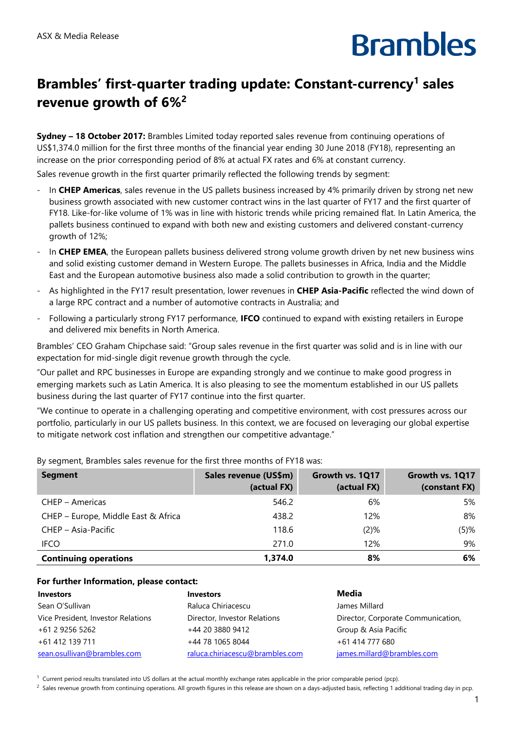ASX & Media Release

# Brambles' first-quarter trading update: Constant-currency[1] sales revenue growth of 6%[2]

**Sydney – 18 October 2017:** Brambles Limited today reported sales revenue from continuing operations of US$1,374.0 million for the first three months of the financial year ending 30 June 2018 (FY18), representing an increase on the prior corresponding period of 8% at actual FX rates and 6% at constant currency.

Sales revenue growth in the first quarter primarily reflected the following trends by segment:

- In **CHEP Americas**, sales revenue in the US pallets business increased by 4% primarily driven by strong net new business growth associated with new customer contract wins in the last quarter of FY17 and the first quarter of FY18. Like-for-like volume of 1% was in line with historic trends while pricing remained flat. In Latin America, the pallets business continued to expand with both new and existing customers and delivered constant-currency growth of 12%;
- In **CHEP EMEA**, the European pallets business delivered strong volume growth driven by net new business wins and solid existing customer demand in Western Europe. The pallets businesses in Africa, India and the Middle East and the European automotive business also made a solid contribution to growth in the quarter;
- As highlighted in the FY17 result presentation, lower revenues in **CHEP Asia-Pacific** reflected the wind down of a large RPC contract and a number of automotive contracts in Australia; and
- Following a particularly strong FY17 performance, **IFCO** continued to expand with existing retailers in Europe and delivered mix benefits in North America.

Brambles' CEO Graham Chipchase said: "Group sales revenue in the first quarter was solid and is in line with our expectation for mid-single digit revenue growth through the cycle.

"Our pallet and RPC businesses in Europe are expanding strongly and we continue to make good progress in emerging markets such as Latin America. It is also pleasing to see the momentum established in our US pallets business during the last quarter of FY17 continue into the first quarter.

"We continue to operate in a challenging operating and competitive environment, with cost pressures across our portfolio, particularly in our US pallets business. In this context, we are focused on leveraging our global expertise to mitigate network cost inflation and strengthen our competitive advantage."

By segment, Brambles sales revenue for the first three months of FY18 was:

| Segment | Sales revenue (US$m) (actual FX) | Growth vs. 1Q17 (actual FX) | Growth vs. 1Q17 (constant FX) |
|---|---|---|---|
| CHEP – Americas | 546.2 | 6% | 5% |
| CHEP – Europe, Middle East & Africa | 438.2 | 12% | 8% |
| CHEP – Asia-Pacific | 118.6 | (2)% | (5)% |
| IFCO | 271.0 | 12% | 9% |
| **Continuing operations** | **1,374.0** | **8%** | **6%** |

**For further Information, please contact:**

| **Investors** | **Investors** | **Media** |
|---|---|---|
| Sean O'Sullivan | Raluca Chiriacescu | James Millard |
| Vice President, Investor Relations | Director, Investor Relations | Director, Corporate Communication, Group & Asia Pacific |
| +61 2 9256 5262 | +44 20 3880 9412 | +61 414 777 680 |
| +61 412 139 711 | +44 78 1065 8044 | james.millard@brambles.com |
| sean.osullivan@brambles.com | raluca.chiriacescu@brambles.com | |

[1] Current period results translated into US dollars at the actual monthly exchange rates applicable in the prior comparable period (pcp).

[2] Sales revenue growth from continuing operations. All growth figures in this release are shown on a days-adjusted basis, reflecting 1 additional trading day in pcp.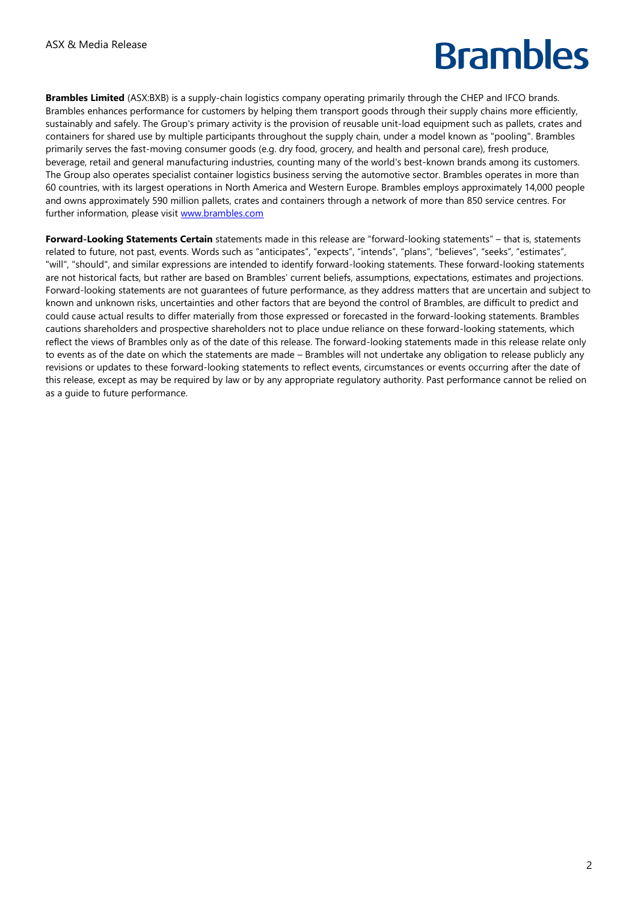**Brambles Limited** (ASX:BXB) is a supply-chain logistics company operating primarily through the CHEP and IFCO brands. Brambles enhances performance for customers by helping them transport goods through their supply chains more efficiently, sustainably and safely. The Group's primary activity is the provision of reusable unit-load equipment such as pallets, crates and containers for shared use by multiple participants throughout the supply chain, under a model known as "pooling". Brambles primarily serves the fast-moving consumer goods (e.g. dry food, grocery, and health and personal care), fresh produce, beverage, retail and general manufacturing industries, counting many of the world's best-known brands among its customers. The Group also operates specialist container logistics business serving the automotive sector. Brambles operates in more than 60 countries, with its largest operations in North America and Western Europe. Brambles employs approximately 14,000 people and owns approximately 590 million pallets, crates and containers through a network of more than 850 service centres. For further information, please visit [www.brambles.com](http://www.brambles.com)

**Forward-Looking Statements Certain** statements made in this release are "forward-looking statements" – that is, statements related to future, not past, events. Words such as "anticipates", "expects", "intends", "plans", "believes", "seeks", "estimates", "will", "should", and similar expressions are intended to identify forward-looking statements. These forward-looking statements are not historical facts, but rather are based on Brambles' current beliefs, assumptions, expectations, estimates and projections. Forward-looking statements are not guarantees of future performance, as they address matters that are uncertain and subject to known and unknown risks, uncertainties and other factors that are beyond the control of Brambles, are difficult to predict and could cause actual results to differ materially from those expressed or forecasted in the forward-looking statements. Brambles cautions shareholders and prospective shareholders not to place undue reliance on these forward-looking statements, which reflect the views of Brambles only as of the date of this release. The forward-looking statements made in this release relate only to events as of the date on which the statements are made – Brambles will not undertake any obligation to release publicly any revisions or updates to these forward-looking statements to reflect events, circumstances or events occurring after the date of this release, except as may be required by law or by any appropriate regulatory authority. Past performance cannot be relied on as a guide to future performance.